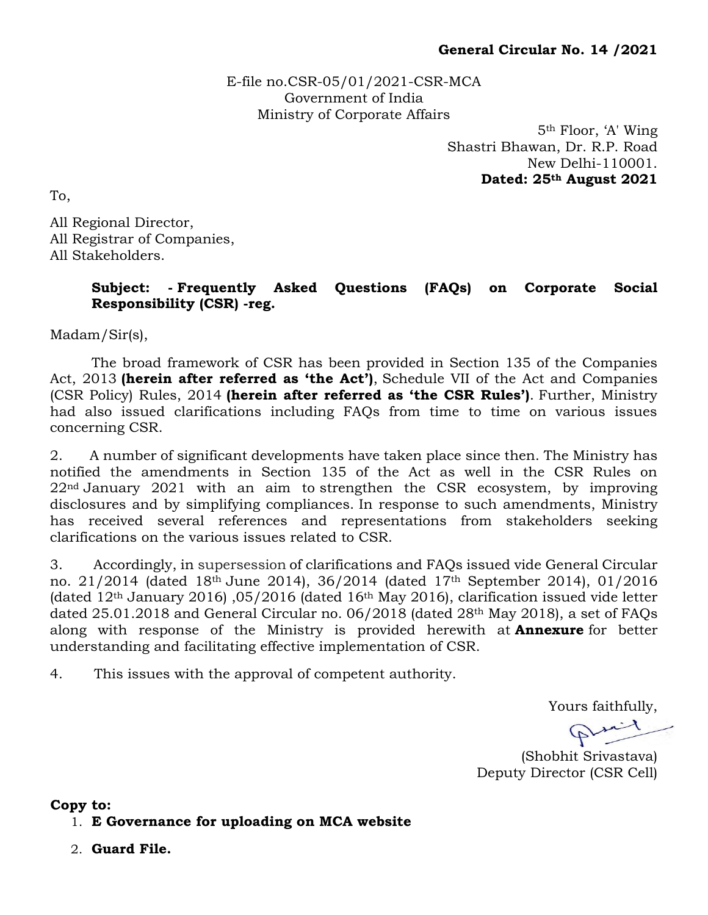**General Circular No. 14 /2021**

E-file no.CSR-05/01/2021-CSR-MCA
Government of India
Ministry of Corporate Affairs

5th Floor, 'A' Wing
Shastri Bhawan, Dr. R.P. Road
New Delhi-110001.
**Dated: 25th August 2021**

To,

All Regional Director,
All Registrar of Companies,
All Stakeholders.

**Subject: - Frequently Asked Questions (FAQs) on Corporate Social Responsibility (CSR) -reg.**

Madam/Sir(s),

The broad framework of CSR has been provided in Section 135 of the Companies Act, 2013 **(herein after referred as 'the Act')**, Schedule VII of the Act and Companies (CSR Policy) Rules, 2014 **(herein after referred as 'the CSR Rules')**. Further, Ministry had also issued clarifications including FAQs from time to time on various issues concerning CSR.

2. A number of significant developments have taken place since then. The Ministry has notified the amendments in Section 135 of the Act as well in the CSR Rules on 22nd January 2021 with an aim to strengthen the CSR ecosystem, by improving disclosures and by simplifying compliances. In response to such amendments, Ministry has received several references and representations from stakeholders seeking clarifications on the various issues related to CSR.

3. Accordingly, in supersession of clarifications and FAQs issued vide General Circular no. 21/2014 (dated 18th June 2014), 36/2014 (dated 17th September 2014), 01/2016 (dated 12th January 2016) ,05/2016 (dated 16th May 2016), clarification issued vide letter dated 25.01.2018 and General Circular no. 06/2018 (dated 28th May 2018), a set of FAQs along with response of the Ministry is provided herewith at **Annexure** for better understanding and facilitating effective implementation of CSR.

4. This issues with the approval of competent authority.

Yours faithfully,

(Shobhit Srivastava)
Deputy Director (CSR Cell)

**Copy to:**

1. **E Governance for uploading on MCA website**
2. **Guard File.**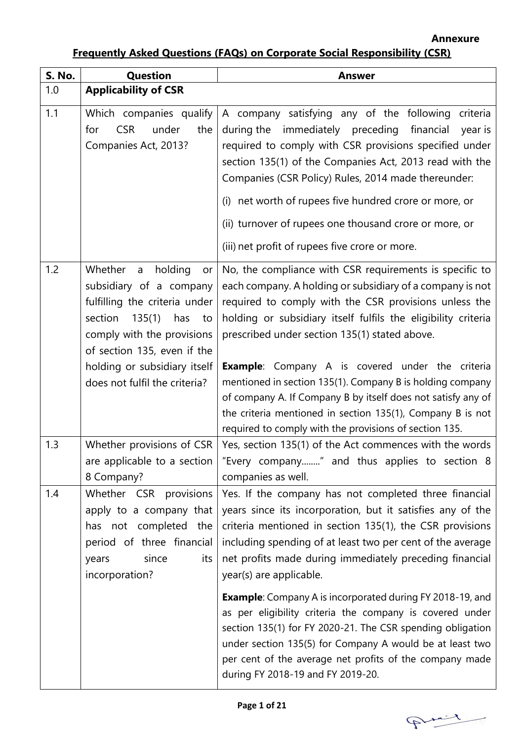**Annexure**

**Frequently Asked Questions (FAQs) on Corporate Social Responsibility (CSR)**

| S. No. | Question | Answer |
|---|---|---|
| 1.0 | **Applicability of CSR** | |
| 1.1 | Which companies qualify for CSR under the Companies Act, 2013? | A company satisfying any of the following criteria during the immediately preceding financial year is required to comply with CSR provisions specified under section 135(1) of the Companies Act, 2013 read with the Companies (CSR Policy) Rules, 2014 made thereunder:<br><br>(i) net worth of rupees five hundred crore or more, or<br><br>(ii) turnover of rupees one thousand crore or more, or<br><br>(iii) net profit of rupees five crore or more. |
| 1.2 | Whether a holding or subsidiary of a company fulfilling the criteria under section 135(1) has to comply with the provisions of section 135, even if the holding or subsidiary itself does not fulfil the criteria? | No, the compliance with CSR requirements is specific to each company. A holding or subsidiary of a company is not required to comply with the CSR provisions unless the holding or subsidiary itself fulfils the eligibility criteria prescribed under section 135(1) stated above.<br><br>**Example**: Company A is covered under the criteria mentioned in section 135(1). Company B is holding company of company A. If Company B by itself does not satisfy any of the criteria mentioned in section 135(1), Company B is not required to comply with the provisions of section 135. |
| 1.3 | Whether provisions of CSR are applicable to a section 8 Company? | Yes, section 135(1) of the Act commences with the words "Every company........" and thus applies to section 8 companies as well. |
| 1.4 | Whether CSR provisions apply to a company that has not completed the period of three financial years since its incorporation? | Yes. If the company has not completed three financial years since its incorporation, but it satisfies any of the criteria mentioned in section 135(1), the CSR provisions including spending of at least two per cent of the average net profits made during immediately preceding financial year(s) are applicable.<br><br>**Example**: Company A is incorporated during FY 2018-19, and as per eligibility criteria the company is covered under section 135(1) for FY 2020-21. The CSR spending obligation under section 135(5) for Company A would be at least two per cent of the average net profits of the company made during FY 2018-19 and FY 2019-20. |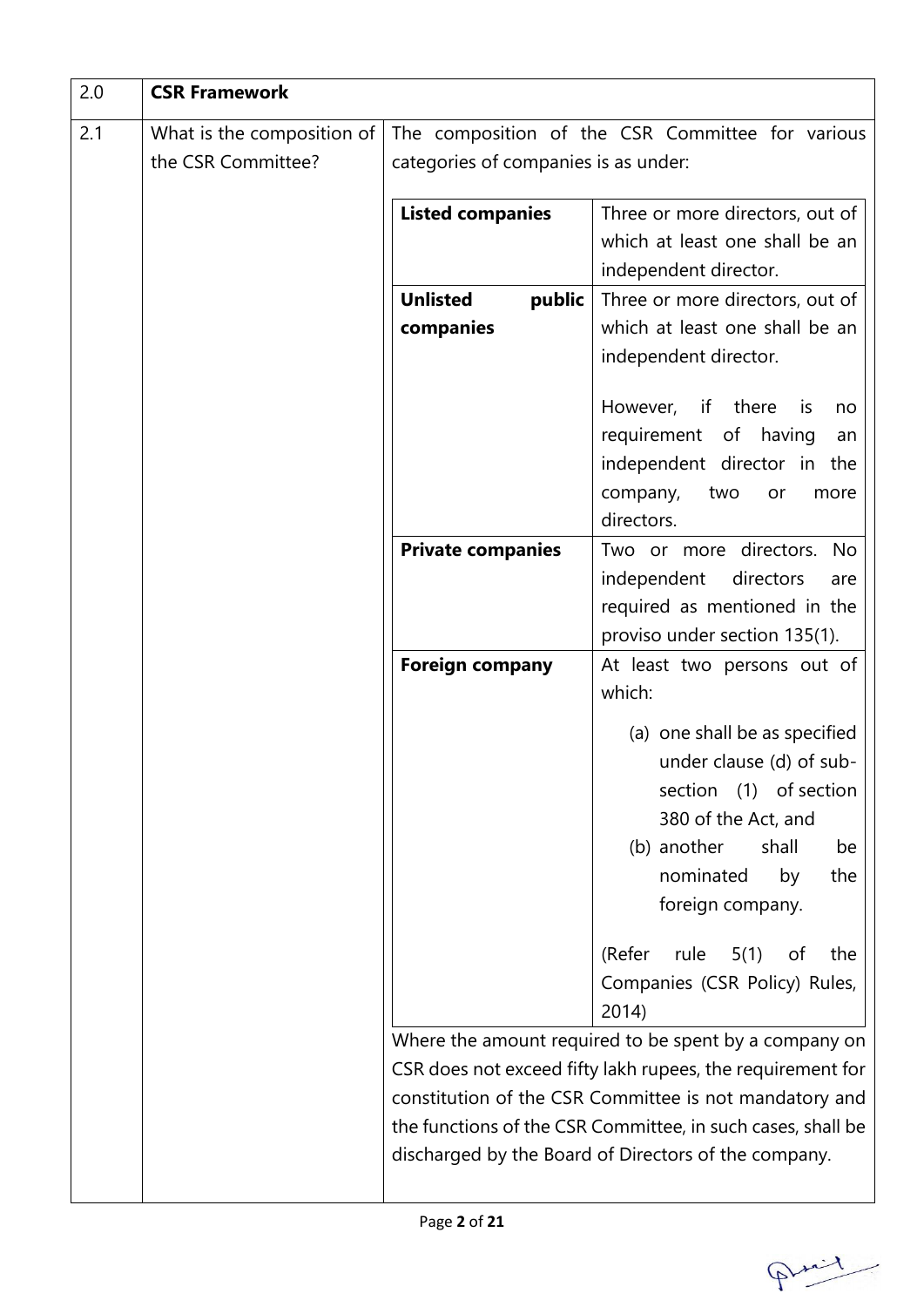| | | |
|---|---|---|
| 2.0 | **CSR Framework** | |
| 2.1 | What is the composition of the CSR Committee? | The composition of the CSR Committee for various categories of companies is as under: |

| | |
|---|---|
| **Listed companies** | Three or more directors, out of which at least one shall be an independent director. |
| **Unlisted public companies** | Three or more directors, out of which at least one shall be an independent director.<br><br>However, if there is no requirement of having an independent director in the company, two or more directors. |
| **Private companies** | Two or more directors. No independent directors are required as mentioned in the proviso under section 135(1). |
| **Foreign company** | At least two persons out of which:<br>(a) one shall be as specified under clause (d) of sub-section (1) of section 380 of the Act, and<br>(b) another shall be nominated by the foreign company.<br><br>(Refer rule 5(1) of the Companies (CSR Policy) Rules, 2014) |

Where the amount required to be spent by a company on CSR does not exceed fifty lakh rupees, the requirement for constitution of the CSR Committee is not mandatory and the functions of the CSR Committee, in such cases, shall be discharged by the Board of Directors of the company.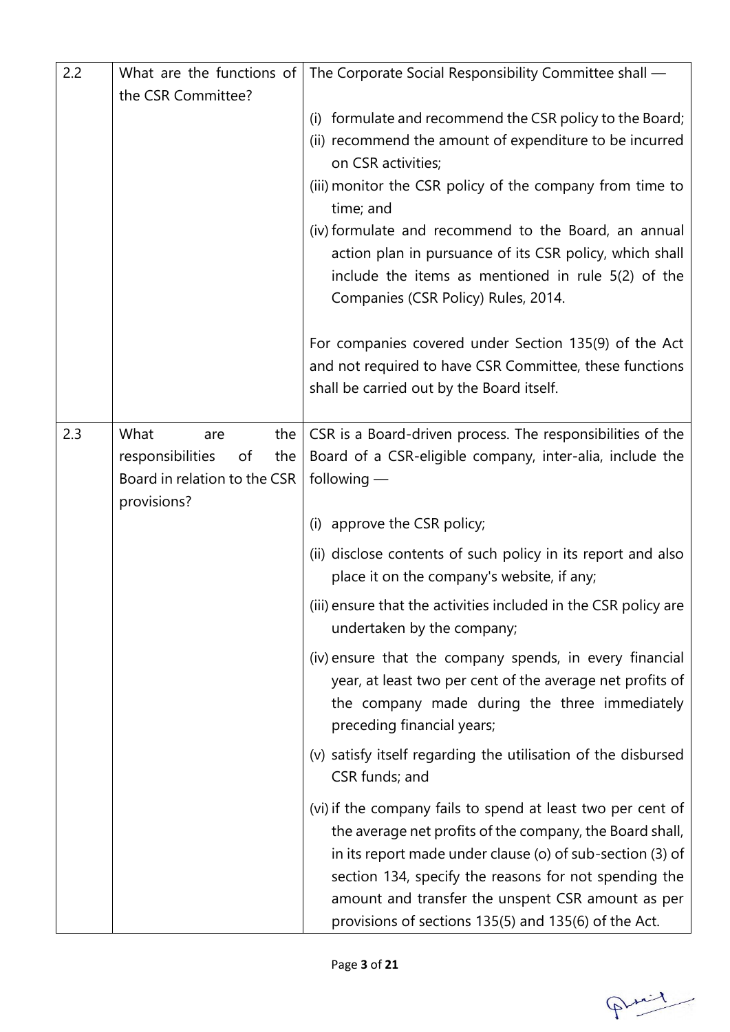| | | |
|---|---|---|
| 2.2 | What are the functions of the CSR Committee? | The Corporate Social Responsibility Committee shall —<br><br>(i) formulate and recommend the CSR policy to the Board;<br>(ii) recommend the amount of expenditure to be incurred on CSR activities;<br>(iii) monitor the CSR policy of the company from time to time; and<br>(iv) formulate and recommend to the Board, an annual action plan in pursuance of its CSR policy, which shall include the items as mentioned in rule 5(2) of the Companies (CSR Policy) Rules, 2014.<br><br>For companies covered under Section 135(9) of the Act and not required to have CSR Committee, these functions shall be carried out by the Board itself. |
| 2.3 | What are the responsibilities of the Board in relation to the CSR provisions? | CSR is a Board-driven process. The responsibilities of the Board of a CSR-eligible company, inter-alia, include the following —<br><br>(i) approve the CSR policy;<br>(ii) disclose contents of such policy in its report and also place it on the company's website, if any;<br>(iii) ensure that the activities included in the CSR policy are undertaken by the company;<br>(iv) ensure that the company spends, in every financial year, at least two per cent of the average net profits of the company made during the three immediately preceding financial years;<br>(v) satisfy itself regarding the utilisation of the disbursed CSR funds; and<br>(vi) if the company fails to spend at least two per cent of the average net profits of the company, the Board shall, in its report made under clause (o) of sub-section (3) of section 134, specify the reasons for not spending the amount and transfer the unspent CSR amount as per provisions of sections 135(5) and 135(6) of the Act. |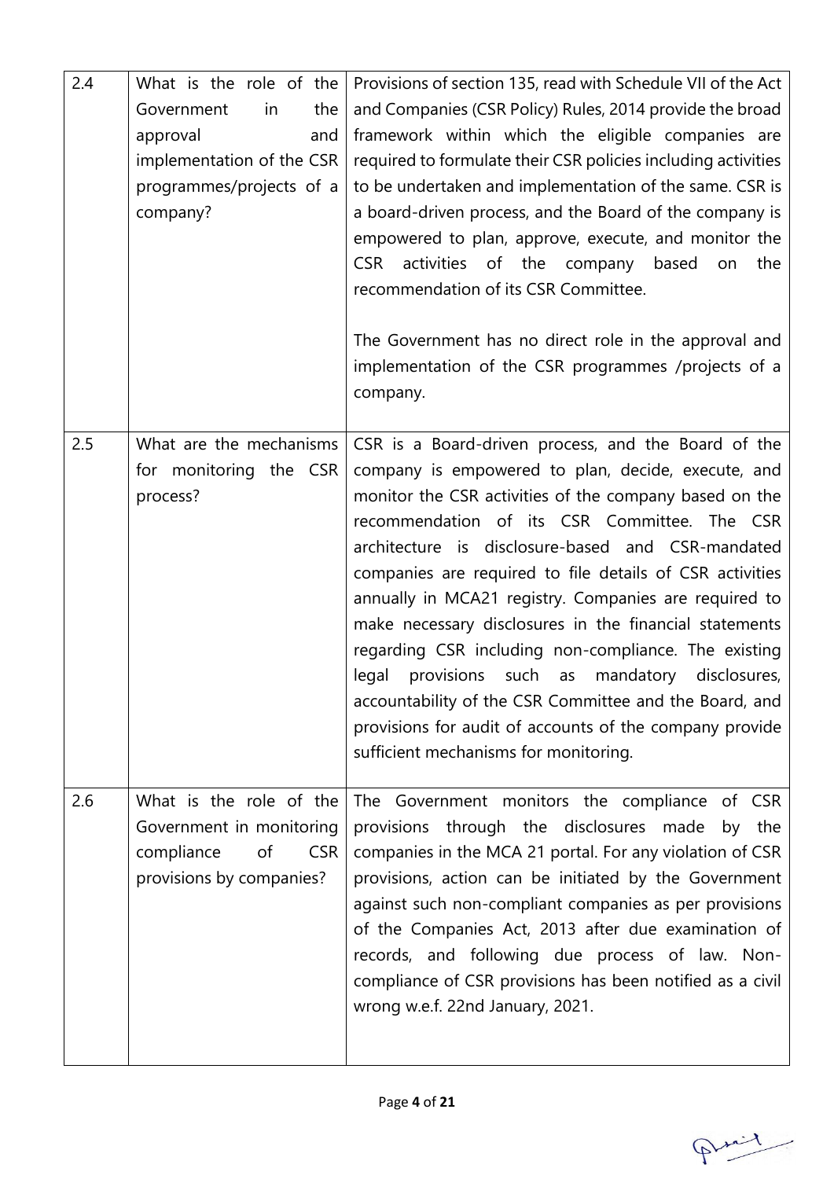| | | |
|---|---|---|
| 2.4 | What is the role of the Government in the approval and implementation of the CSR programmes/projects of a company? | Provisions of section 135, read with Schedule VII of the Act and Companies (CSR Policy) Rules, 2014 provide the broad framework within which the eligible companies are required to formulate their CSR policies including activities to be undertaken and implementation of the same. CSR is a board-driven process, and the Board of the company is empowered to plan, approve, execute, and monitor the CSR activities of the company based on the recommendation of its CSR Committee.<br><br>The Government has no direct role in the approval and implementation of the CSR programmes /projects of a company. |
| 2.5 | What are the mechanisms for monitoring the CSR process? | CSR is a Board-driven process, and the Board of the company is empowered to plan, decide, execute, and monitor the CSR activities of the company based on the recommendation of its CSR Committee. The CSR architecture is disclosure-based and CSR-mandated companies are required to file details of CSR activities annually in MCA21 registry. Companies are required to make necessary disclosures in the financial statements regarding CSR including non-compliance. The existing legal provisions such as mandatory disclosures, accountability of the CSR Committee and the Board, and provisions for audit of accounts of the company provide sufficient mechanisms for monitoring. |
| 2.6 | What is the role of the Government in monitoring compliance of CSR provisions by companies? | The Government monitors the compliance of CSR provisions through the disclosures made by the companies in the MCA 21 portal. For any violation of CSR provisions, action can be initiated by the Government against such non-compliant companies as per provisions of the Companies Act, 2013 after due examination of records, and following due process of law. Non-compliance of CSR provisions has been notified as a civil wrong w.e.f. 22nd January, 2021. |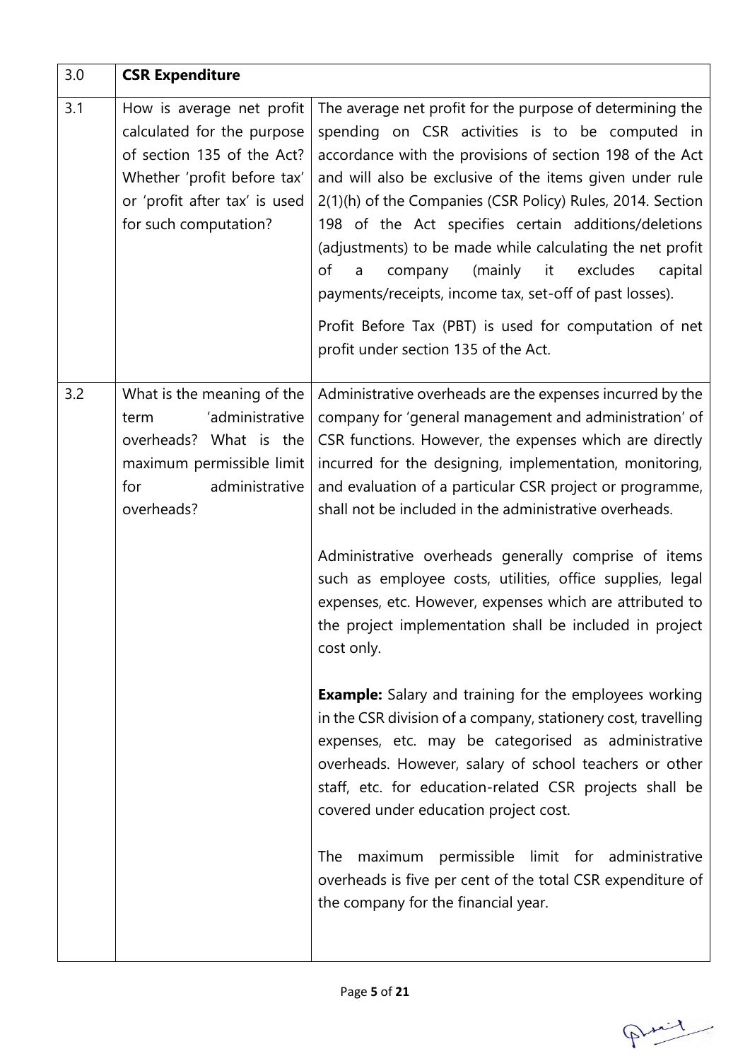| | | |
|---|---|---|
| 3.0 | **CSR Expenditure** | |
| 3.1 | How is average net profit calculated for the purpose of section 135 of the Act? Whether 'profit before tax' or 'profit after tax' is used for such computation? | The average net profit for the purpose of determining the spending on CSR activities is to be computed in accordance with the provisions of section 198 of the Act and will also be exclusive of the items given under rule 2(1)(h) of the Companies (CSR Policy) Rules, 2014. Section 198 of the Act specifies certain additions/deletions (adjustments) to be made while calculating the net profit of a company (mainly it excludes capital payments/receipts, income tax, set-off of past losses).<br><br>Profit Before Tax (PBT) is used for computation of net profit under section 135 of the Act. |
| 3.2 | What is the meaning of the term 'administrative overheads? What is the maximum permissible limit for administrative overheads? | Administrative overheads are the expenses incurred by the company for 'general management and administration' of CSR functions. However, the expenses which are directly incurred for the designing, implementation, monitoring, and evaluation of a particular CSR project or programme, shall not be included in the administrative overheads.<br><br>Administrative overheads generally comprise of items such as employee costs, utilities, office supplies, legal expenses, etc. However, expenses which are attributed to the project implementation shall be included in project cost only.<br><br>**Example:** Salary and training for the employees working in the CSR division of a company, stationery cost, travelling expenses, etc. may be categorised as administrative overheads. However, salary of school teachers or other staff, etc. for education-related CSR projects shall be covered under education project cost.<br><br>The maximum permissible limit for administrative overheads is five per cent of the total CSR expenditure of the company for the financial year. |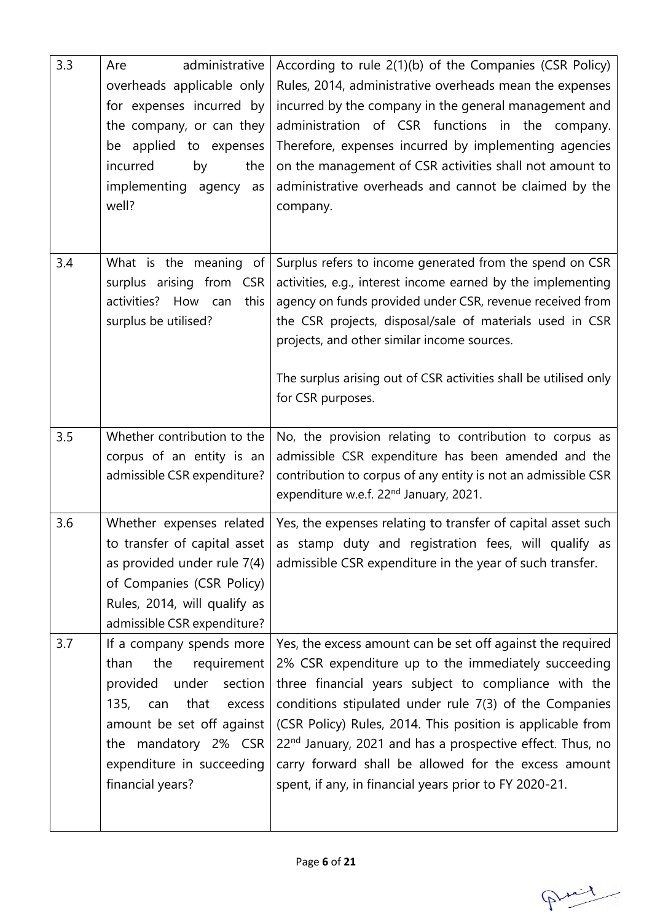| | | |
|---|---|---|
| 3.3 | Are administrative overheads applicable only for expenses incurred by the company, or can they be applied to expenses incurred by the implementing agency as well? | According to rule 2(1)(b) of the Companies (CSR Policy) Rules, 2014, administrative overheads mean the expenses incurred by the company in the general management and administration of CSR functions in the company. Therefore, expenses incurred by implementing agencies on the management of CSR activities shall not amount to administrative overheads and cannot be claimed by the company. |
| 3.4 | What is the meaning of surplus arising from CSR activities? How can this surplus be utilised? | Surplus refers to income generated from the spend on CSR activities, e.g., interest income earned by the implementing agency on funds provided under CSR, revenue received from the CSR projects, disposal/sale of materials used in CSR projects, and other similar income sources.<br><br>The surplus arising out of CSR activities shall be utilised only for CSR purposes. |
| 3.5 | Whether contribution to the corpus of an entity is an admissible CSR expenditure? | No, the provision relating to contribution to corpus as admissible CSR expenditure has been amended and the contribution to corpus of any entity is not an admissible CSR expenditure w.e.f. 22nd January, 2021. |
| 3.6 | Whether expenses related to transfer of capital asset as provided under rule 7(4) of Companies (CSR Policy) Rules, 2014, will qualify as admissible CSR expenditure? | Yes, the expenses relating to transfer of capital asset such as stamp duty and registration fees, will qualify as admissible CSR expenditure in the year of such transfer. |
| 3.7 | If a company spends more than the requirement provided under section 135, can that excess amount be set off against the mandatory 2% CSR expenditure in succeeding financial years? | Yes, the excess amount can be set off against the required 2% CSR expenditure up to the immediately succeeding three financial years subject to compliance with the conditions stipulated under rule 7(3) of the Companies (CSR Policy) Rules, 2014. This position is applicable from 22nd January, 2021 and has a prospective effect. Thus, no carry forward shall be allowed for the excess amount spent, if any, in financial years prior to FY 2020-21. |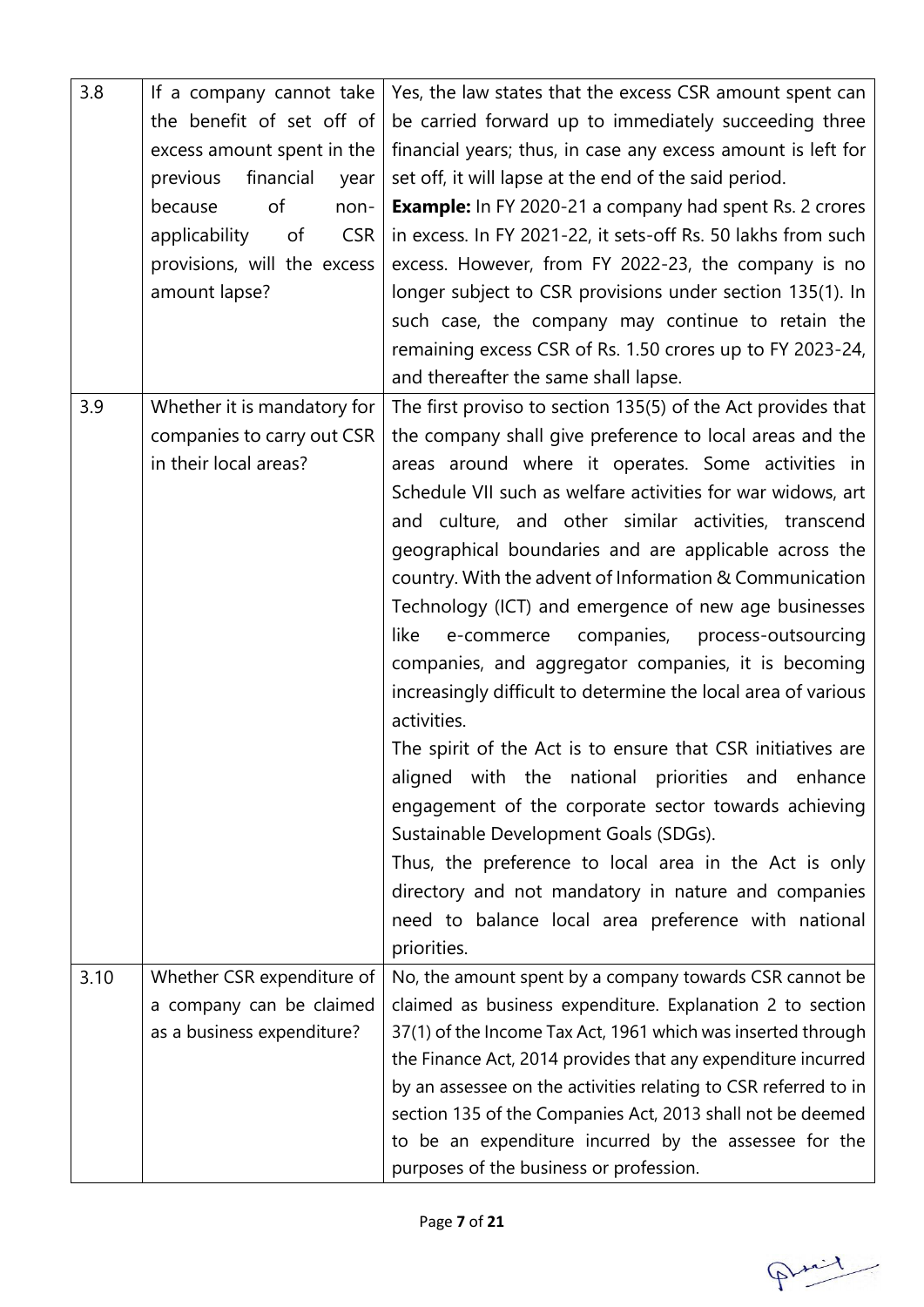| | | |
|---|---|---|
| 3.8 | If a company cannot take the benefit of set off of excess amount spent in the previous financial year because of non-applicability of CSR provisions, will the excess amount lapse? | Yes, the law states that the excess CSR amount spent can be carried forward up to immediately succeeding three financial years; thus, in case any excess amount is left for set off, it will lapse at the end of the said period.<br>**Example:** In FY 2020-21 a company had spent Rs. 2 crores in excess. In FY 2021-22, it sets-off Rs. 50 lakhs from such excess. However, from FY 2022-23, the company is no longer subject to CSR provisions under section 135(1). In such case, the company may continue to retain the remaining excess CSR of Rs. 1.50 crores up to FY 2023-24, and thereafter the same shall lapse. |
| 3.9 | Whether it is mandatory for companies to carry out CSR in their local areas? | The first proviso to section 135(5) of the Act provides that the company shall give preference to local areas and the areas around where it operates. Some activities in Schedule VII such as welfare activities for war widows, art and culture, and other similar activities, transcend geographical boundaries and are applicable across the country. With the advent of Information & Communication Technology (ICT) and emergence of new age businesses like e-commerce companies, process-outsourcing companies, and aggregator companies, it is becoming increasingly difficult to determine the local area of various activities.<br>The spirit of the Act is to ensure that CSR initiatives are aligned with the national priorities and enhance engagement of the corporate sector towards achieving Sustainable Development Goals (SDGs).<br>Thus, the preference to local area in the Act is only directory and not mandatory in nature and companies need to balance local area preference with national priorities. |
| 3.10 | Whether CSR expenditure of a company can be claimed as a business expenditure? | No, the amount spent by a company towards CSR cannot be claimed as business expenditure. Explanation 2 to section 37(1) of the Income Tax Act, 1961 which was inserted through the Finance Act, 2014 provides that any expenditure incurred by an assessee on the activities relating to CSR referred to in section 135 of the Companies Act, 2013 shall not be deemed to be an expenditure incurred by the assessee for the purposes of the business or profession. |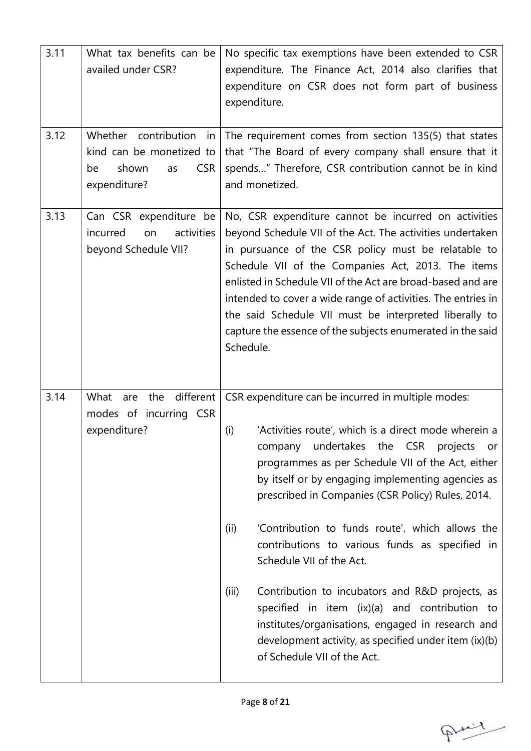| | | |
|---|---|---|
| 3.11 | What tax benefits can be availed under CSR? | No specific tax exemptions have been extended to CSR expenditure. The Finance Act, 2014 also clarifies that expenditure on CSR does not form part of business expenditure. |
| 3.12 | Whether contribution in kind can be monetized to be shown as CSR expenditure? | The requirement comes from section 135(5) that states that "The Board of every company shall ensure that it spends…" Therefore, CSR contribution cannot be in kind and monetized. |
| 3.13 | Can CSR expenditure be incurred on activities beyond Schedule VII? | No, CSR expenditure cannot be incurred on activities beyond Schedule VII of the Act. The activities undertaken in pursuance of the CSR policy must be relatable to Schedule VII of the Companies Act, 2013. The items enlisted in Schedule VII of the Act are broad-based and are intended to cover a wide range of activities. The entries in the said Schedule VII must be interpreted liberally to capture the essence of the subjects enumerated in the said Schedule. |
| 3.14 | What are the different modes of incurring CSR expenditure? | CSR expenditure can be incurred in multiple modes:<br><br>(i) 'Activities route', which is a direct mode wherein a company undertakes the CSR projects or programmes as per Schedule VII of the Act, either by itself or by engaging implementing agencies as prescribed in Companies (CSR Policy) Rules, 2014.<br><br>(ii) 'Contribution to funds route', which allows the contributions to various funds as specified in Schedule VII of the Act.<br><br>(iii) Contribution to incubators and R&D projects, as specified in item (ix)(a) and contribution to institutes/organisations, engaged in research and development activity, as specified under item (ix)(b) of Schedule VII of the Act. |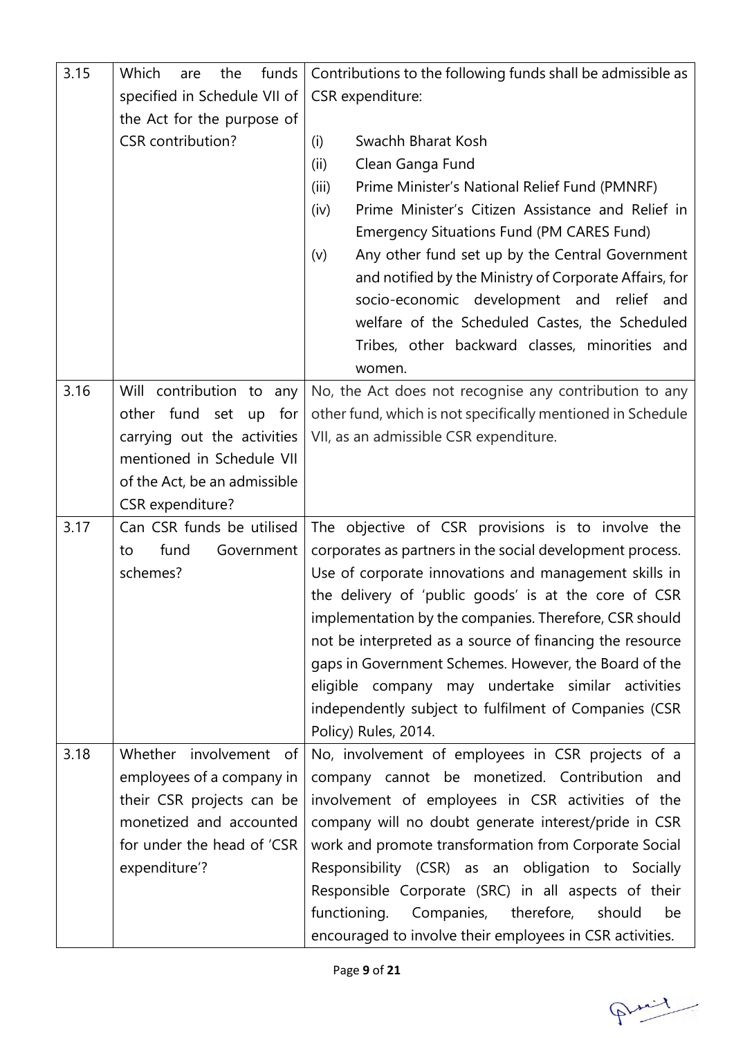| | | |
|---|---|---|
| 3.15 | Which are the funds specified in Schedule VII of the Act for the purpose of CSR contribution? | Contributions to the following funds shall be admissible as CSR expenditure:<br><br>(i) Swachh Bharat Kosh<br>(ii) Clean Ganga Fund<br>(iii) Prime Minister's National Relief Fund (PMNRF)<br>(iv) Prime Minister's Citizen Assistance and Relief in Emergency Situations Fund (PM CARES Fund)<br>(v) Any other fund set up by the Central Government and notified by the Ministry of Corporate Affairs, for socio-economic development and relief and welfare of the Scheduled Castes, the Scheduled Tribes, other backward classes, minorities and women. |
| 3.16 | Will contribution to any other fund set up for carrying out the activities mentioned in Schedule VII of the Act, be an admissible CSR expenditure? | No, the Act does not recognise any contribution to any other fund, which is not specifically mentioned in Schedule VII, as an admissible CSR expenditure. |
| 3.17 | Can CSR funds be utilised to fund Government schemes? | The objective of CSR provisions is to involve the corporates as partners in the social development process. Use of corporate innovations and management skills in the delivery of 'public goods' is at the core of CSR implementation by the companies. Therefore, CSR should not be interpreted as a source of financing the resource gaps in Government Schemes. However, the Board of the eligible company may undertake similar activities independently subject to fulfilment of Companies (CSR Policy) Rules, 2014. |
| 3.18 | Whether involvement of employees of a company in their CSR projects can be monetized and accounted for under the head of 'CSR expenditure'? | No, involvement of employees in CSR projects of a company cannot be monetized. Contribution and involvement of employees in CSR activities of the company will no doubt generate interest/pride in CSR work and promote transformation from Corporate Social Responsibility (CSR) as an obligation to Socially Responsible Corporate (SRC) in all aspects of their functioning. Companies, therefore, should be encouraged to involve their employees in CSR activities. |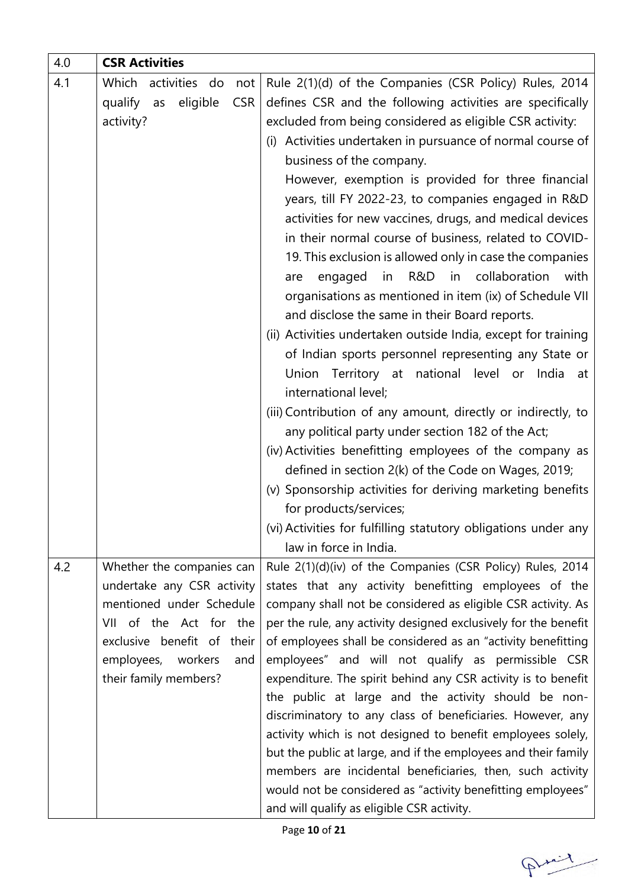| | | |
|---|---|---|
| 4.0 | **CSR Activities** | |
| 4.1 | Which activities do not qualify as eligible CSR activity? | Rule 2(1)(d) of the Companies (CSR Policy) Rules, 2014 defines CSR and the following activities are specifically excluded from being considered as eligible CSR activity:<br>(i) Activities undertaken in pursuance of normal course of business of the company.<br>However, exemption is provided for three financial years, till FY 2022-23, to companies engaged in R&D activities for new vaccines, drugs, and medical devices in their normal course of business, related to COVID-19. This exclusion is allowed only in case the companies are engaged in R&D in collaboration with organisations as mentioned in item (ix) of Schedule VII and disclose the same in their Board reports.<br>(ii) Activities undertaken outside India, except for training of Indian sports personnel representing any State or Union Territory at national level or India at international level;<br>(iii) Contribution of any amount, directly or indirectly, to any political party under section 182 of the Act;<br>(iv) Activities benefitting employees of the company as defined in section 2(k) of the Code on Wages, 2019;<br>(v) Sponsorship activities for deriving marketing benefits for products/services;<br>(vi) Activities for fulfilling statutory obligations under any law in force in India. |
| 4.2 | Whether the companies can undertake any CSR activity mentioned under Schedule VII of the Act for the exclusive benefit of their employees, workers and their family members? | Rule 2(1)(d)(iv) of the Companies (CSR Policy) Rules, 2014 states that any activity benefitting employees of the company shall not be considered as eligible CSR activity. As per the rule, any activity designed exclusively for the benefit of employees shall be considered as an "activity benefitting employees" and will not qualify as permissible CSR expenditure. The spirit behind any CSR activity is to benefit the public at large and the activity should be non-discriminatory to any class of beneficiaries. However, any activity which is not designed to benefit employees solely, but the public at large, and if the employees and their family members are incidental beneficiaries, then, such activity would not be considered as "activity benefitting employees" and will qualify as eligible CSR activity. |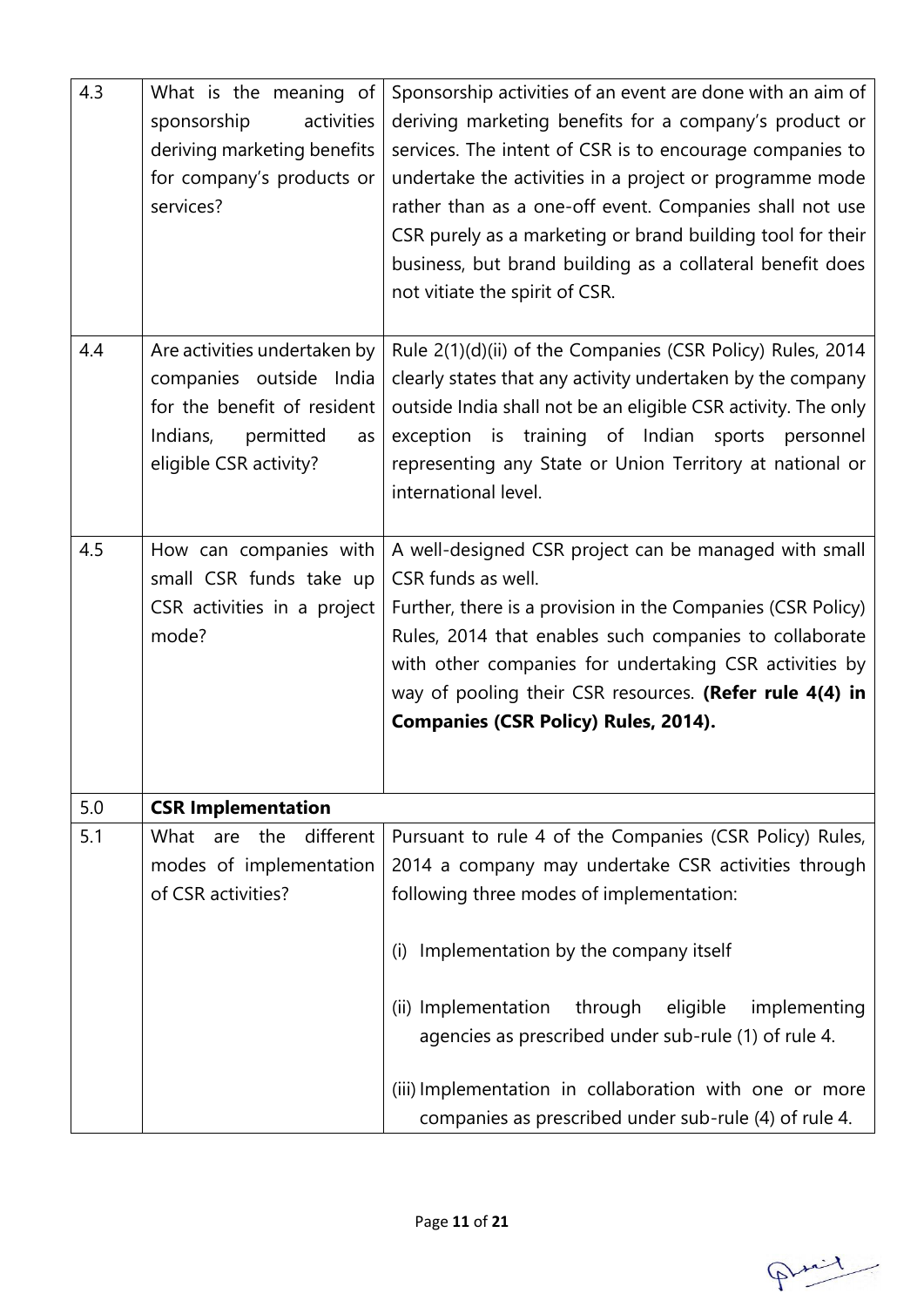| | | |
|---|---|---|
| 4.3 | What is the meaning of sponsorship activities deriving marketing benefits for company's products or services? | Sponsorship activities of an event are done with an aim of deriving marketing benefits for a company's product or services. The intent of CSR is to encourage companies to undertake the activities in a project or programme mode rather than as a one-off event. Companies shall not use CSR purely as a marketing or brand building tool for their business, but brand building as a collateral benefit does not vitiate the spirit of CSR. |
| 4.4 | Are activities undertaken by companies outside India for the benefit of resident Indians, permitted as eligible CSR activity? | Rule 2(1)(d)(ii) of the Companies (CSR Policy) Rules, 2014 clearly states that any activity undertaken by the company outside India shall not be an eligible CSR activity. The only exception is training of Indian sports personnel representing any State or Union Territory at national or international level. |
| 4.5 | How can companies with small CSR funds take up CSR activities in a project mode? | A well-designed CSR project can be managed with small CSR funds as well.<br>Further, there is a provision in the Companies (CSR Policy) Rules, 2014 that enables such companies to collaborate with other companies for undertaking CSR activities by way of pooling their CSR resources. **(Refer rule 4(4) in Companies (CSR Policy) Rules, 2014).** |
| 5.0 | **CSR Implementation** | |
| 5.1 | What are the different modes of implementation of CSR activities? | Pursuant to rule 4 of the Companies (CSR Policy) Rules, 2014 a company may undertake CSR activities through following three modes of implementation:<br>(i) Implementation by the company itself<br>(ii) Implementation through eligible implementing agencies as prescribed under sub-rule (1) of rule 4.<br>(iii) Implementation in collaboration with one or more companies as prescribed under sub-rule (4) of rule 4. |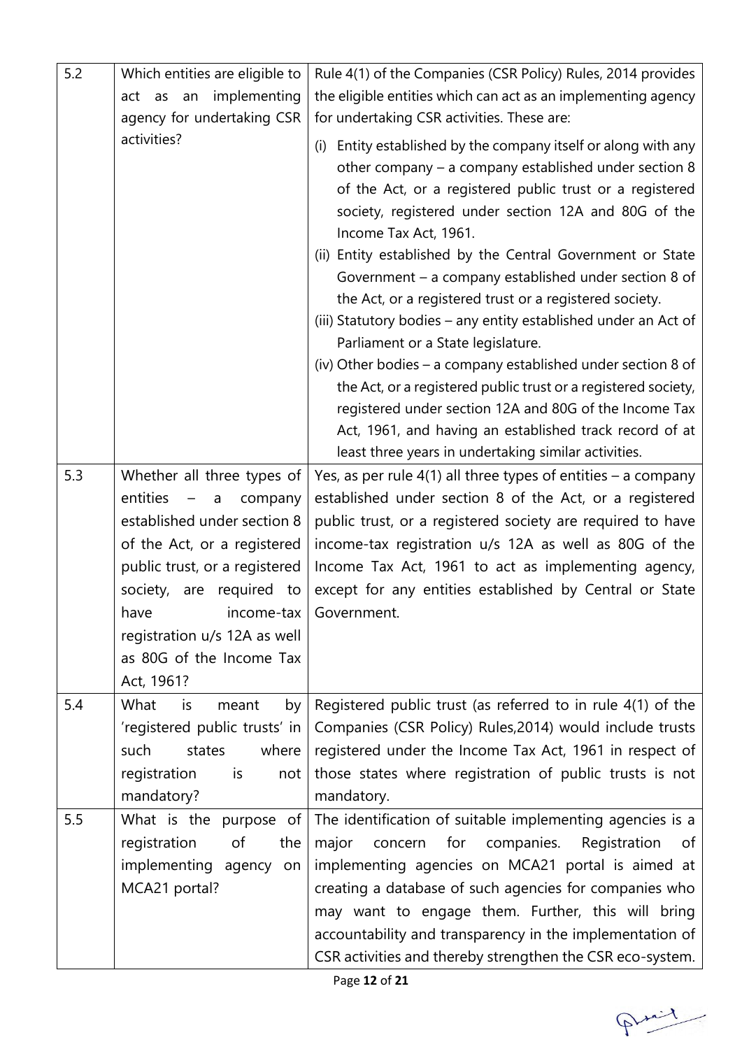| | | |
|---|---|---|
| 5.2 | Which entities are eligible to act as an implementing agency for undertaking CSR activities? | Rule 4(1) of the Companies (CSR Policy) Rules, 2014 provides the eligible entities which can act as an implementing agency for undertaking CSR activities. These are:<br>(i) Entity established by the company itself or along with any other company – a company established under section 8 of the Act, or a registered public trust or a registered society, registered under section 12A and 80G of the Income Tax Act, 1961.<br>(ii) Entity established by the Central Government or State Government – a company established under section 8 of the Act, or a registered trust or a registered society.<br>(iii) Statutory bodies – any entity established under an Act of Parliament or a State legislature.<br>(iv) Other bodies – a company established under section 8 of the Act, or a registered public trust or a registered society, registered under section 12A and 80G of the Income Tax Act, 1961, and having an established track record of at least three years in undertaking similar activities. |
| 5.3 | Whether all three types of entities – a company established under section 8 of the Act, or a registered public trust, or a registered society, are required to have income-tax registration u/s 12A as well as 80G of the Income Tax Act, 1961? | Yes, as per rule 4(1) all three types of entities – a company established under section 8 of the Act, or a registered public trust, or a registered society are required to have income-tax registration u/s 12A as well as 80G of the Income Tax Act, 1961 to act as implementing agency, except for any entities established by Central or State Government. |
| 5.4 | What is meant by 'registered public trusts' in such states where registration is not mandatory? | Registered public trust (as referred to in rule 4(1) of the Companies (CSR Policy) Rules,2014) would include trusts registered under the Income Tax Act, 1961 in respect of those states where registration of public trusts is not mandatory. |
| 5.5 | What is the purpose of registration of the implementing agency on MCA21 portal? | The identification of suitable implementing agencies is a major concern for companies. Registration of implementing agencies on MCA21 portal is aimed at creating a database of such agencies for companies who may want to engage them. Further, this will bring accountability and transparency in the implementation of CSR activities and thereby strengthen the CSR eco-system. |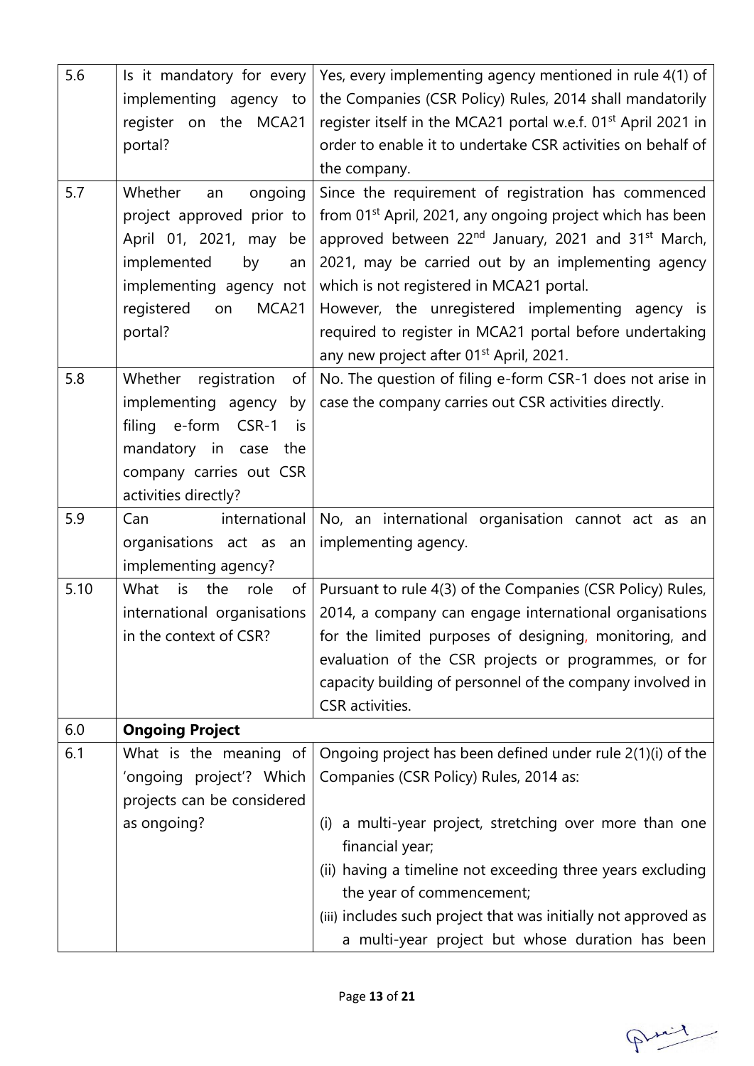| | | |
|---|---|---|
| 5.6 | Is it mandatory for every implementing agency to register on the MCA21 portal? | Yes, every implementing agency mentioned in rule 4(1) of the Companies (CSR Policy) Rules, 2014 shall mandatorily register itself in the MCA21 portal w.e.f. 01st April 2021 in order to enable it to undertake CSR activities on behalf of the company. |
| 5.7 | Whether an ongoing project approved prior to April 01, 2021, may be implemented by an implementing agency not registered on MCA21 portal? | Since the requirement of registration has commenced from 01st April, 2021, any ongoing project which has been approved between 22nd January, 2021 and 31st March, 2021, may be carried out by an implementing agency which is not registered in MCA21 portal.<br>However, the unregistered implementing agency is required to register in MCA21 portal before undertaking any new project after 01st April, 2021. |
| 5.8 | Whether registration of implementing agency by filing e-form CSR-1 is mandatory in case the company carries out CSR activities directly? | No. The question of filing e-form CSR-1 does not arise in case the company carries out CSR activities directly. |
| 5.9 | Can international organisations act as an implementing agency? | No, an international organisation cannot act as an implementing agency. |
| 5.10 | What is the role of international organisations in the context of CSR? | Pursuant to rule 4(3) of the Companies (CSR Policy) Rules, 2014, a company can engage international organisations for the limited purposes of designing, monitoring, and evaluation of the CSR projects or programmes, or for capacity building of personnel of the company involved in CSR activities. |
| 6.0 | **Ongoing Project** | |
| 6.1 | What is the meaning of 'ongoing project'? Which projects can be considered as ongoing? | Ongoing project has been defined under rule 2(1)(i) of the Companies (CSR Policy) Rules, 2014 as:<br>(i) a multi-year project, stretching over more than one financial year;<br>(ii) having a timeline not exceeding three years excluding the year of commencement;<br>(iii) includes such project that was initially not approved as a multi-year project but whose duration has been |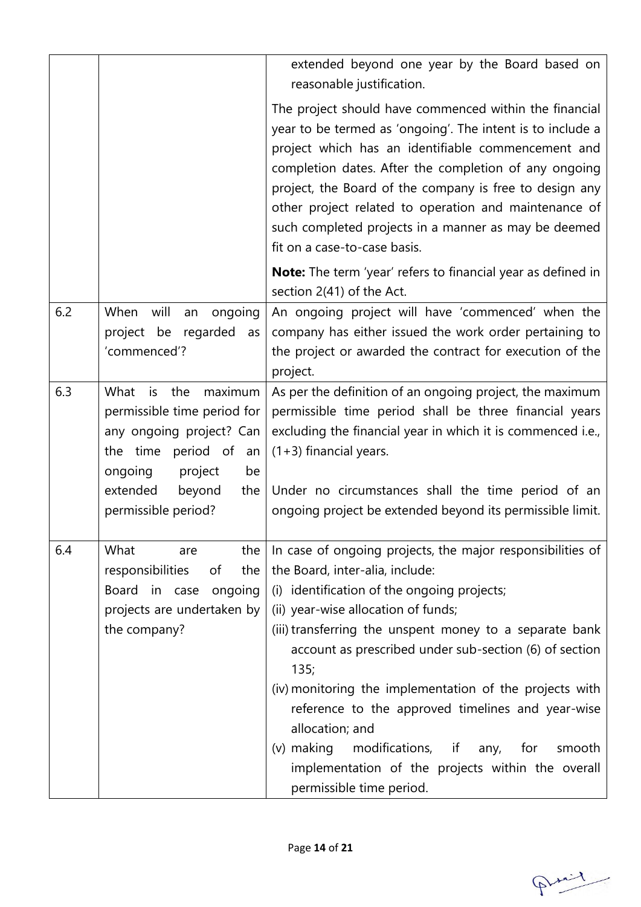| | | |
|---|---|---|
| | | extended beyond one year by the Board based on reasonable justification.<br><br>The project should have commenced within the financial year to be termed as 'ongoing'. The intent is to include a project which has an identifiable commencement and completion dates. After the completion of any ongoing project, the Board of the company is free to design any other project related to operation and maintenance of such completed projects in a manner as may be deemed fit on a case-to-case basis.<br><br>**Note:** The term 'year' refers to financial year as defined in section 2(41) of the Act. |
| 6.2 | When will an ongoing project be regarded as 'commenced'? | An ongoing project will have 'commenced' when the company has either issued the work order pertaining to the project or awarded the contract for execution of the project. |
| 6.3 | What is the maximum permissible time period for any ongoing project? Can the time period of an ongoing project be extended beyond the permissible period? | As per the definition of an ongoing project, the maximum permissible time period shall be three financial years excluding the financial year in which it is commenced i.e., (1+3) financial years.<br><br>Under no circumstances shall the time period of an ongoing project be extended beyond its permissible limit. |
| 6.4 | What are the responsibilities of the Board in case ongoing projects are undertaken by the company? | In case of ongoing projects, the major responsibilities of the Board, inter-alia, include:<br>(i) identification of the ongoing projects;<br>(ii) year-wise allocation of funds;<br>(iii) transferring the unspent money to a separate bank account as prescribed under sub-section (6) of section 135;<br>(iv) monitoring the implementation of the projects with reference to the approved timelines and year-wise allocation; and<br>(v) making modifications, if any, for smooth implementation of the projects within the overall permissible time period. |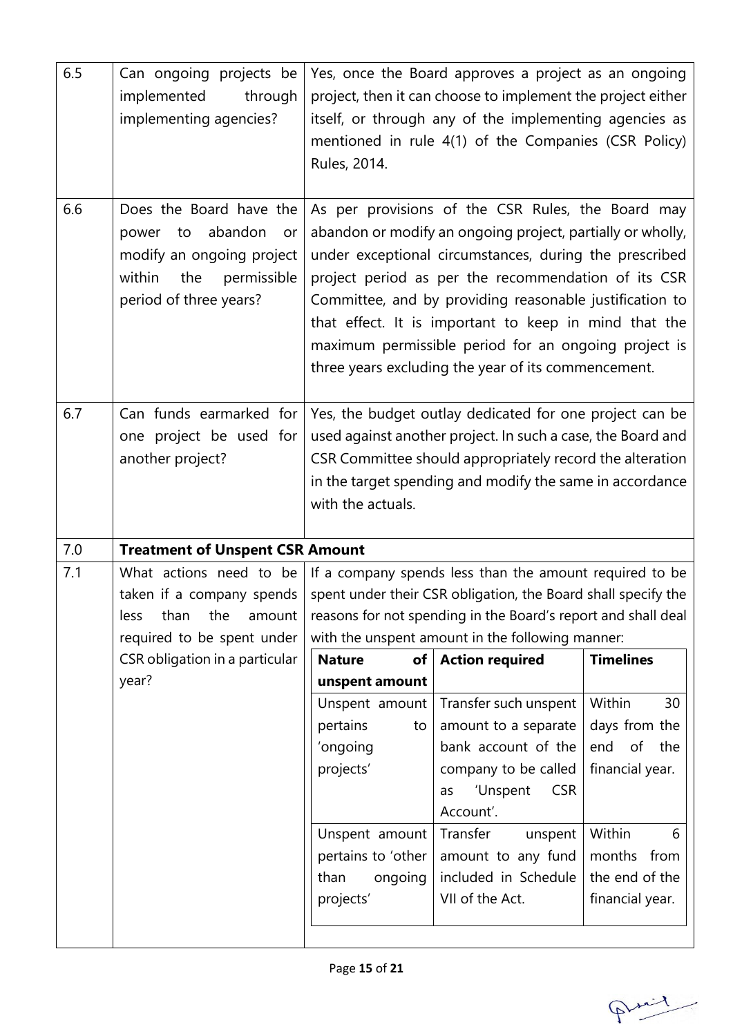| | | |
|---|---|---|
| 6.5 | Can ongoing projects be implemented through implementing agencies? | Yes, once the Board approves a project as an ongoing project, then it can choose to implement the project either itself, or through any of the implementing agencies as mentioned in rule 4(1) of the Companies (CSR Policy) Rules, 2014. |
| 6.6 | Does the Board have the power to abandon or modify an ongoing project within the permissible period of three years? | As per provisions of the CSR Rules, the Board may abandon or modify an ongoing project, partially or wholly, under exceptional circumstances, during the prescribed project period as per the recommendation of its CSR Committee, and by providing reasonable justification to that effect. It is important to keep in mind that the maximum permissible period for an ongoing project is three years excluding the year of its commencement. |
| 6.7 | Can funds earmarked for one project be used for another project? | Yes, the budget outlay dedicated for one project can be used against another project. In such a case, the Board and CSR Committee should appropriately record the alteration in the target spending and modify the same in accordance with the actuals. |
| 7.0 | **Treatment of Unspent CSR Amount** | |
| 7.1 | What actions need to be taken if a company spends less than the amount required to be spent under CSR obligation in a particular year? | If a company spends less than the amount required to be spent under their CSR obligation, the Board shall specify the reasons for not spending in the Board's report and shall deal with the unspent amount in the following manner: |

| **Nature of unspent amount** | **Action required** | **Timelines** |
|---|---|---|
| Unspent amount pertains to 'ongoing projects' | Transfer such unspent amount to a separate bank account of the company to be called as 'Unspent CSR Account'. | Within 30 days from the end of the financial year. |
| Unspent amount pertains to 'other than ongoing projects' | Transfer unspent amount to any fund included in Schedule VII of the Act. | Within 6 months from the end of the financial year. |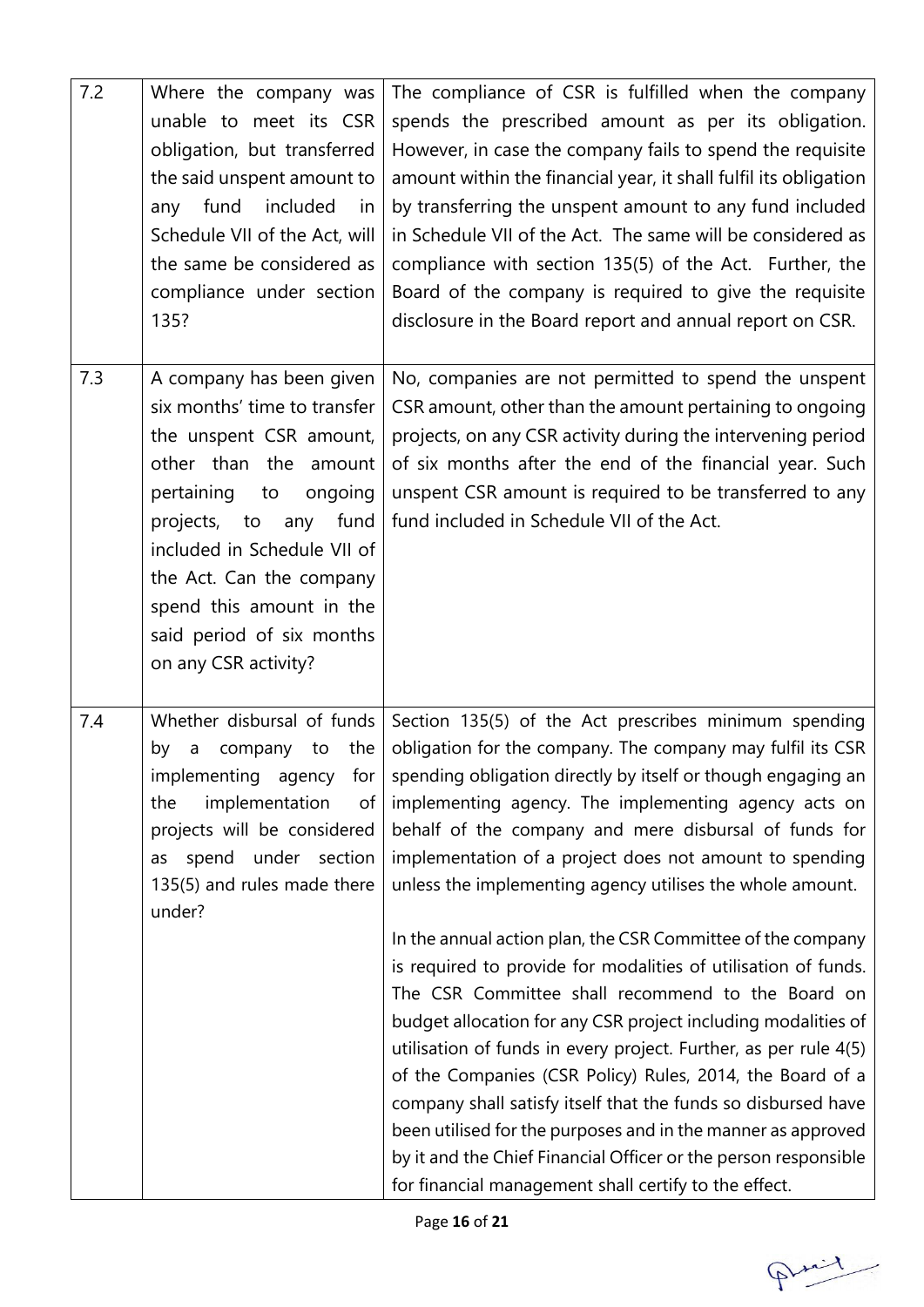| | | |
|---|---|---|
| 7.2 | Where the company was unable to meet its CSR obligation, but transferred the said unspent amount to any fund included in Schedule VII of the Act, will the same be considered as compliance under section 135? | The compliance of CSR is fulfilled when the company spends the prescribed amount as per its obligation. However, in case the company fails to spend the requisite amount within the financial year, it shall fulfil its obligation by transferring the unspent amount to any fund included in Schedule VII of the Act. The same will be considered as compliance with section 135(5) of the Act. Further, the Board of the company is required to give the requisite disclosure in the Board report and annual report on CSR. |
| 7.3 | A company has been given six months' time to transfer the unspent CSR amount, other than the amount pertaining to ongoing projects, to any fund included in Schedule VII of the Act. Can the company spend this amount in the said period of six months on any CSR activity? | No, companies are not permitted to spend the unspent CSR amount, other than the amount pertaining to ongoing projects, on any CSR activity during the intervening period of six months after the end of the financial year. Such unspent CSR amount is required to be transferred to any fund included in Schedule VII of the Act. |
| 7.4 | Whether disbursal of funds by a company to the implementing agency for the implementation of projects will be considered as spend under section 135(5) and rules made there under? | Section 135(5) of the Act prescribes minimum spending obligation for the company. The company may fulfil its CSR spending obligation directly by itself or though engaging an implementing agency. The implementing agency acts on behalf of the company and mere disbursal of funds for implementation of a project does not amount to spending unless the implementing agency utilises the whole amount.<br><br>In the annual action plan, the CSR Committee of the company is required to provide for modalities of utilisation of funds. The CSR Committee shall recommend to the Board on budget allocation for any CSR project including modalities of utilisation of funds in every project. Further, as per rule 4(5) of the Companies (CSR Policy) Rules, 2014, the Board of a company shall satisfy itself that the funds so disbursed have been utilised for the purposes and in the manner as approved by it and the Chief Financial Officer or the person responsible for financial management shall certify to the effect. |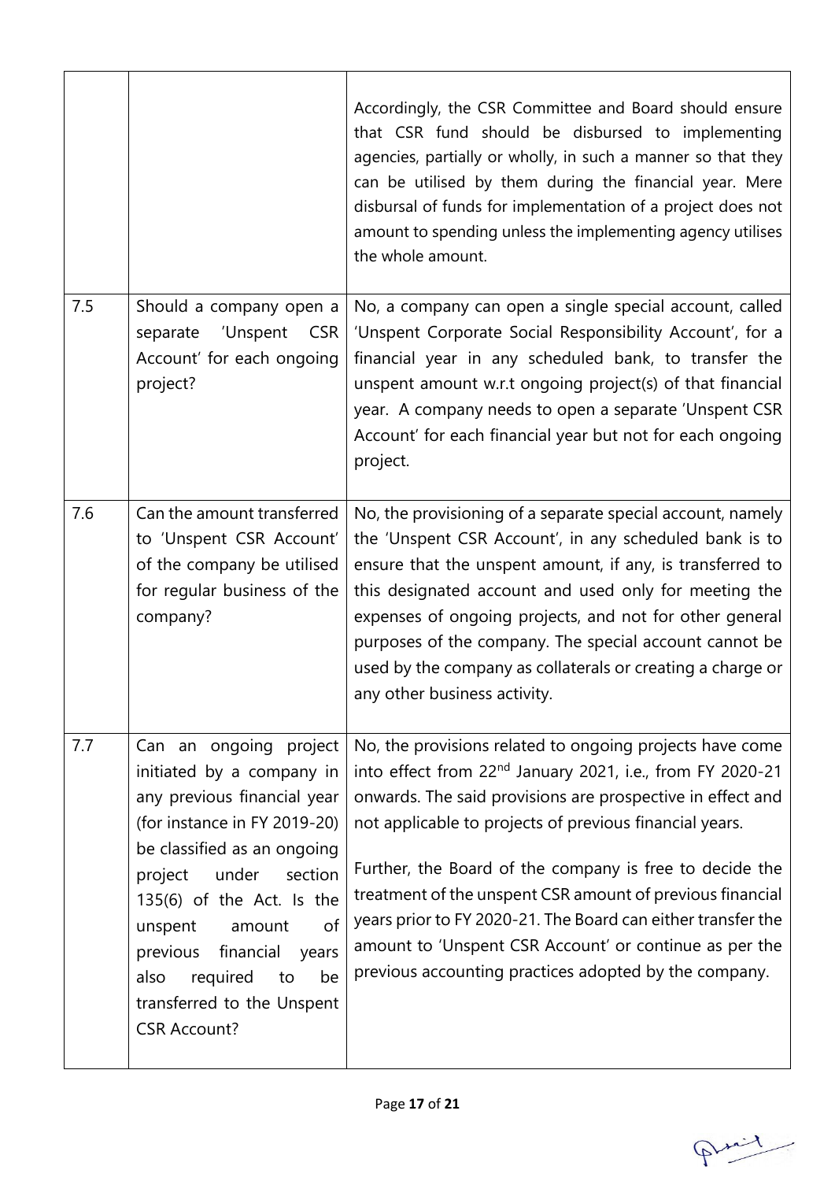| | | |
|---|---|---|
| | | Accordingly, the CSR Committee and Board should ensure that CSR fund should be disbursed to implementing agencies, partially or wholly, in such a manner so that they can be utilised by them during the financial year. Mere disbursal of funds for implementation of a project does not amount to spending unless the implementing agency utilises the whole amount. |
| 7.5 | Should a company open a separate 'Unspent CSR Account' for each ongoing project? | No, a company can open a single special account, called 'Unspent Corporate Social Responsibility Account', for a financial year in any scheduled bank, to transfer the unspent amount w.r.t ongoing project(s) of that financial year. A company needs to open a separate 'Unspent CSR Account' for each financial year but not for each ongoing project. |
| 7.6 | Can the amount transferred to 'Unspent CSR Account' of the company be utilised for regular business of the company? | No, the provisioning of a separate special account, namely the 'Unspent CSR Account', in any scheduled bank is to ensure that the unspent amount, if any, is transferred to this designated account and used only for meeting the expenses of ongoing projects, and not for other general purposes of the company. The special account cannot be used by the company as collaterals or creating a charge or any other business activity. |
| 7.7 | Can an ongoing project initiated by a company in any previous financial year (for instance in FY 2019-20) be classified as an ongoing project under section 135(6) of the Act. Is the unspent amount of previous financial years also required to be transferred to the Unspent CSR Account? | No, the provisions related to ongoing projects have come into effect from 22nd January 2021, i.e., from FY 2020-21 onwards. The said provisions are prospective in effect and not applicable to projects of previous financial years.<br><br>Further, the Board of the company is free to decide the treatment of the unspent CSR amount of previous financial years prior to FY 2020-21. The Board can either transfer the amount to 'Unspent CSR Account' or continue as per the previous accounting practices adopted by the company. |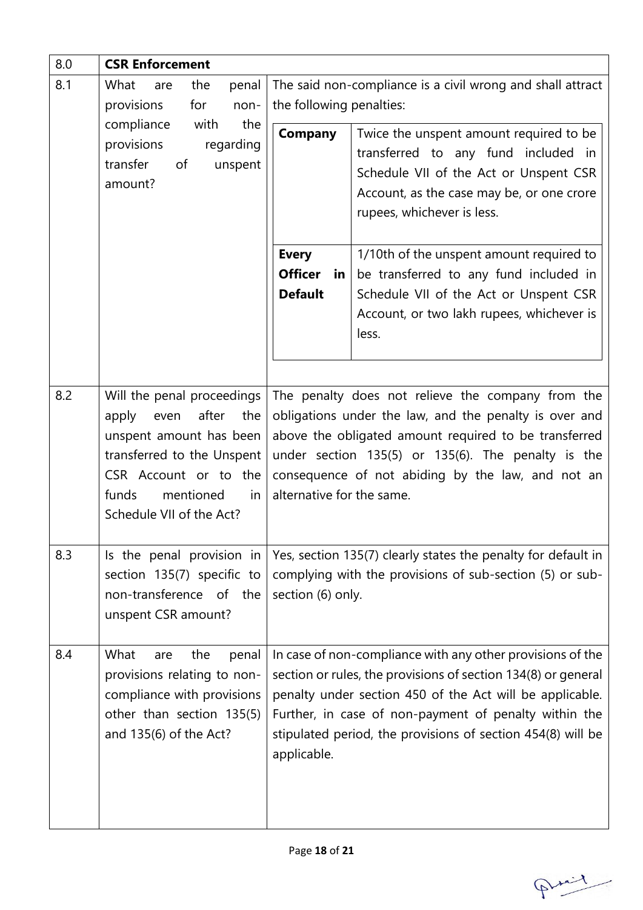| | | |
|---|---|---|
| 8.0 | **CSR Enforcement** | |
| 8.1 | What are the penal provisions for non-compliance with the provisions regarding transfer of unspent amount? | The said non-compliance is a civil wrong and shall attract the following penalties:<br><br>**Company**: Twice the unspent amount required to be transferred to any fund included in Schedule VII of the Act or Unspent CSR Account, as the case may be, or one crore rupees, whichever is less.<br><br>**Every Officer in Default**: 1/10th of the unspent amount required to be transferred to any fund included in Schedule VII of the Act or Unspent CSR Account, or two lakh rupees, whichever is less. |
| 8.2 | Will the penal proceedings apply even after the unspent amount has been transferred to the Unspent CSR Account or to the funds mentioned in Schedule VII of the Act? | The penalty does not relieve the company from the obligations under the law, and the penalty is over and above the obligated amount required to be transferred under section 135(5) or 135(6). The penalty is the consequence of not abiding by the law, and not an alternative for the same. |
| 8.3 | Is the penal provision in section 135(7) specific to non-transference of the unspent CSR amount? | Yes, section 135(7) clearly states the penalty for default in complying with the provisions of sub-section (5) or sub-section (6) only. |
| 8.4 | What are the penal provisions relating to non-compliance with provisions other than section 135(5) and 135(6) of the Act? | In case of non-compliance with any other provisions of the section or rules, the provisions of section 134(8) or general penalty under section 450 of the Act will be applicable. Further, in case of non-payment of penalty within the stipulated period, the provisions of section 454(8) will be applicable. |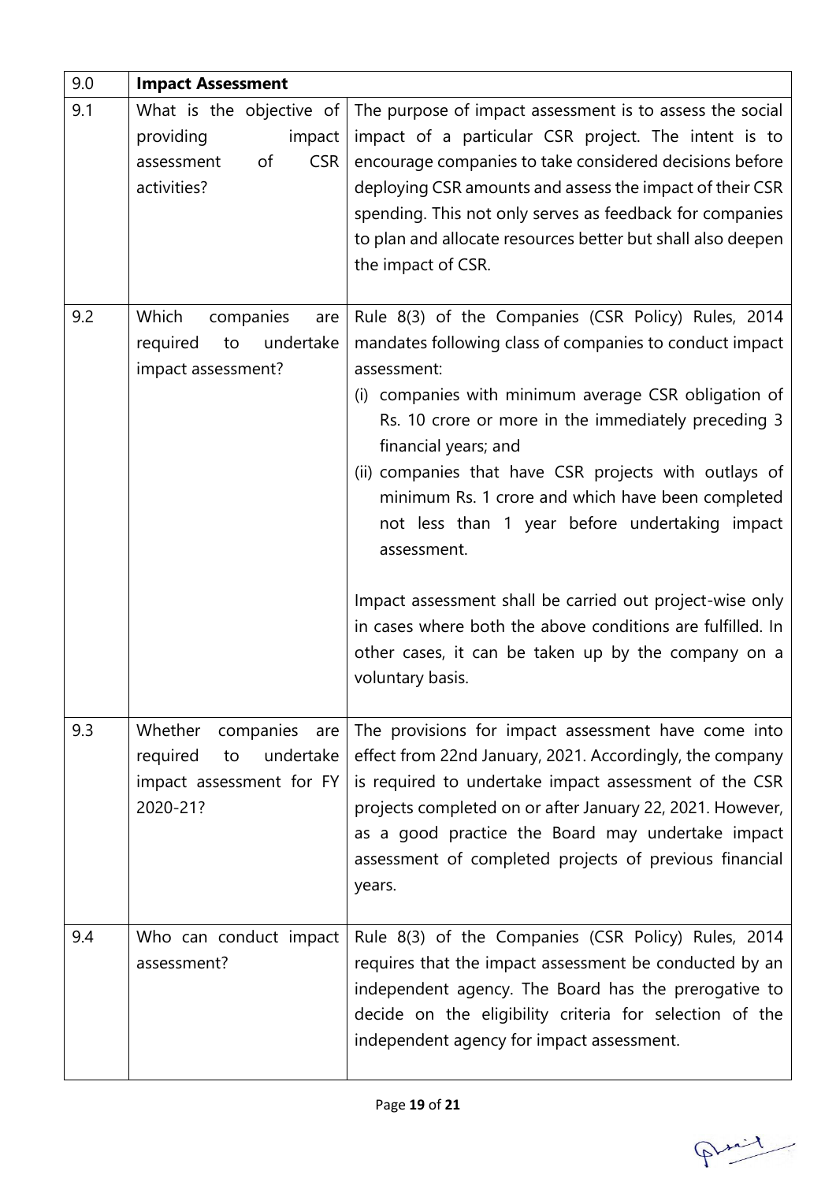| | | |
|---|---|---|
| 9.0 | **Impact Assessment** | |
| 9.1 | What is the objective of providing impact assessment of CSR activities? | The purpose of impact assessment is to assess the social impact of a particular CSR project. The intent is to encourage companies to take considered decisions before deploying CSR amounts and assess the impact of their CSR spending. This not only serves as feedback for companies to plan and allocate resources better but shall also deepen the impact of CSR. |
| 9.2 | Which companies are required to undertake impact assessment? | Rule 8(3) of the Companies (CSR Policy) Rules, 2014 mandates following class of companies to conduct impact assessment:<br>(i) companies with minimum average CSR obligation of Rs. 10 crore or more in the immediately preceding 3 financial years; and<br>(ii) companies that have CSR projects with outlays of minimum Rs. 1 crore and which have been completed not less than 1 year before undertaking impact assessment.<br><br>Impact assessment shall be carried out project-wise only in cases where both the above conditions are fulfilled. In other cases, it can be taken up by the company on a voluntary basis. |
| 9.3 | Whether companies are required to undertake impact assessment for FY 2020-21? | The provisions for impact assessment have come into effect from 22nd January, 2021. Accordingly, the company is required to undertake impact assessment of the CSR projects completed on or after January 22, 2021. However, as a good practice the Board may undertake impact assessment of completed projects of previous financial years. |
| 9.4 | Who can conduct impact assessment? | Rule 8(3) of the Companies (CSR Policy) Rules, 2014 requires that the impact assessment be conducted by an independent agency. The Board has the prerogative to decide on the eligibility criteria for selection of the independent agency for impact assessment. |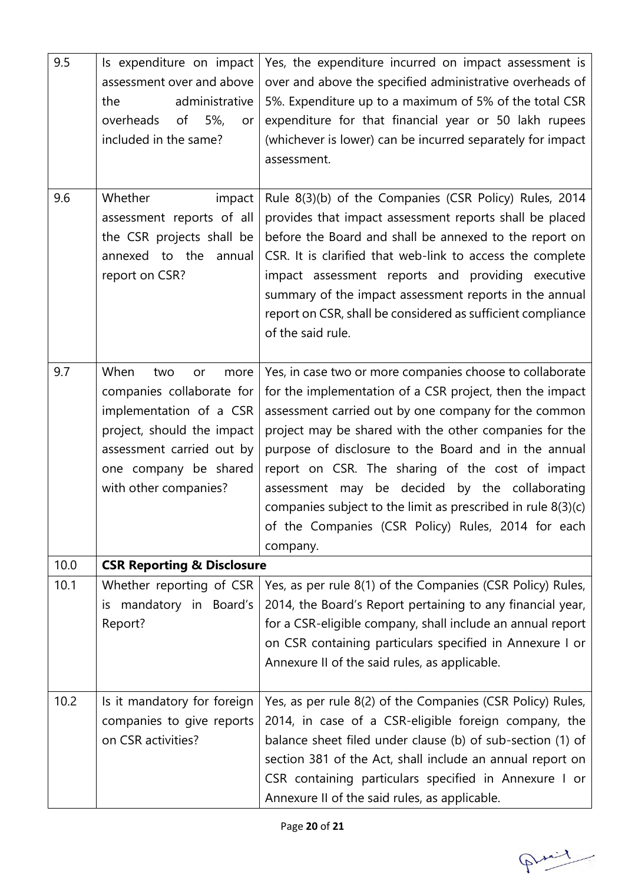| | | |
|---|---|---|
| 9.5 | Is expenditure on impact assessment over and above the administrative overheads of 5%, or included in the same? | Yes, the expenditure incurred on impact assessment is over and above the specified administrative overheads of 5%. Expenditure up to a maximum of 5% of the total CSR expenditure for that financial year or 50 lakh rupees (whichever is lower) can be incurred separately for impact assessment. |
| 9.6 | Whether impact assessment reports of all the CSR projects shall be annexed to the annual report on CSR? | Rule 8(3)(b) of the Companies (CSR Policy) Rules, 2014 provides that impact assessment reports shall be placed before the Board and shall be annexed to the report on CSR. It is clarified that web-link to access the complete impact assessment reports and providing executive summary of the impact assessment reports in the annual report on CSR, shall be considered as sufficient compliance of the said rule. |
| 9.7 | When two or more companies collaborate for implementation of a CSR project, should the impact assessment carried out by one company be shared with other companies? | Yes, in case two or more companies choose to collaborate for the implementation of a CSR project, then the impact assessment carried out by one company for the common project may be shared with the other companies for the purpose of disclosure to the Board and in the annual report on CSR. The sharing of the cost of impact assessment may be decided by the collaborating companies subject to the limit as prescribed in rule 8(3)(c) of the Companies (CSR Policy) Rules, 2014 for each company. |
| 10.0 | **CSR Reporting & Disclosure** | |
| 10.1 | Whether reporting of CSR is mandatory in Board's Report? | Yes, as per rule 8(1) of the Companies (CSR Policy) Rules, 2014, the Board's Report pertaining to any financial year, for a CSR-eligible company, shall include an annual report on CSR containing particulars specified in Annexure I or Annexure II of the said rules, as applicable. |
| 10.2 | Is it mandatory for foreign companies to give reports on CSR activities? | Yes, as per rule 8(2) of the Companies (CSR Policy) Rules, 2014, in case of a CSR-eligible foreign company, the balance sheet filed under clause (b) of sub-section (1) of section 381 of the Act, shall include an annual report on CSR containing particulars specified in Annexure I or Annexure II of the said rules, as applicable. |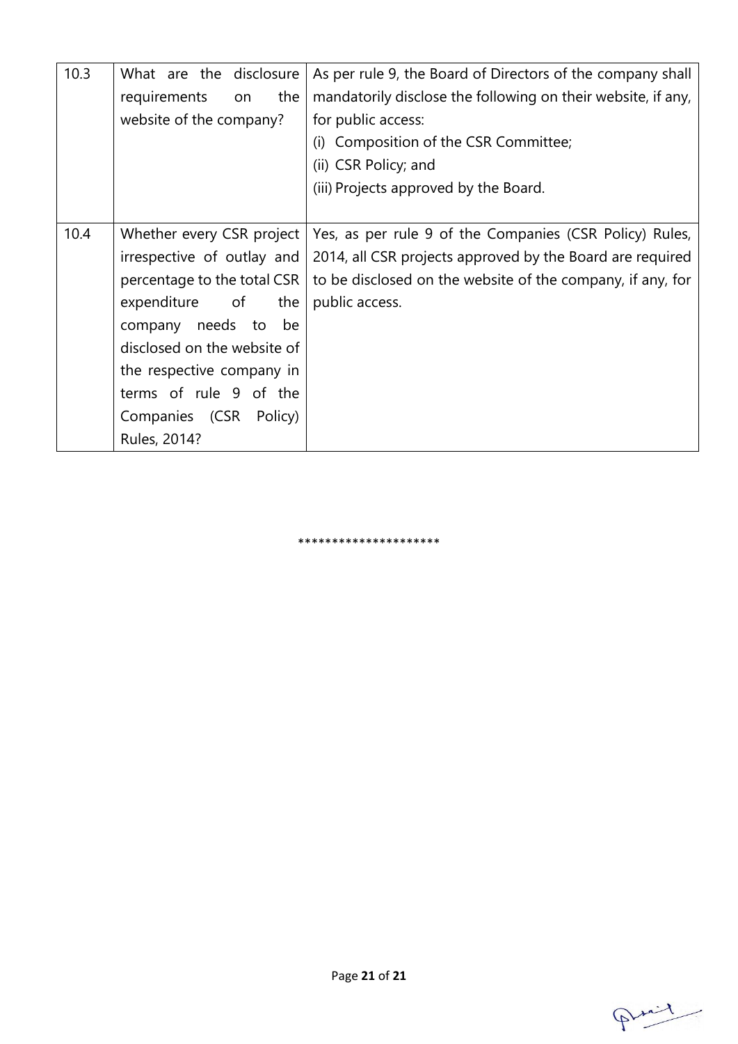| | | |
|---|---|---|
| 10.3 | What are the disclosure requirements on the website of the company? | As per rule 9, the Board of Directors of the company shall mandatorily disclose the following on their website, if any, for public access:<br>(i) Composition of the CSR Committee;<br>(ii) CSR Policy; and<br>(iii) Projects approved by the Board. |
| 10.4 | Whether every CSR project irrespective of outlay and percentage to the total CSR expenditure of the company needs to be disclosed on the website of the respective company in terms of rule 9 of the Companies (CSR Policy) Rules, 2014? | Yes, as per rule 9 of the Companies (CSR Policy) Rules, 2014, all CSR projects approved by the Board are required to be disclosed on the website of the company, if any, for public access. |

********************